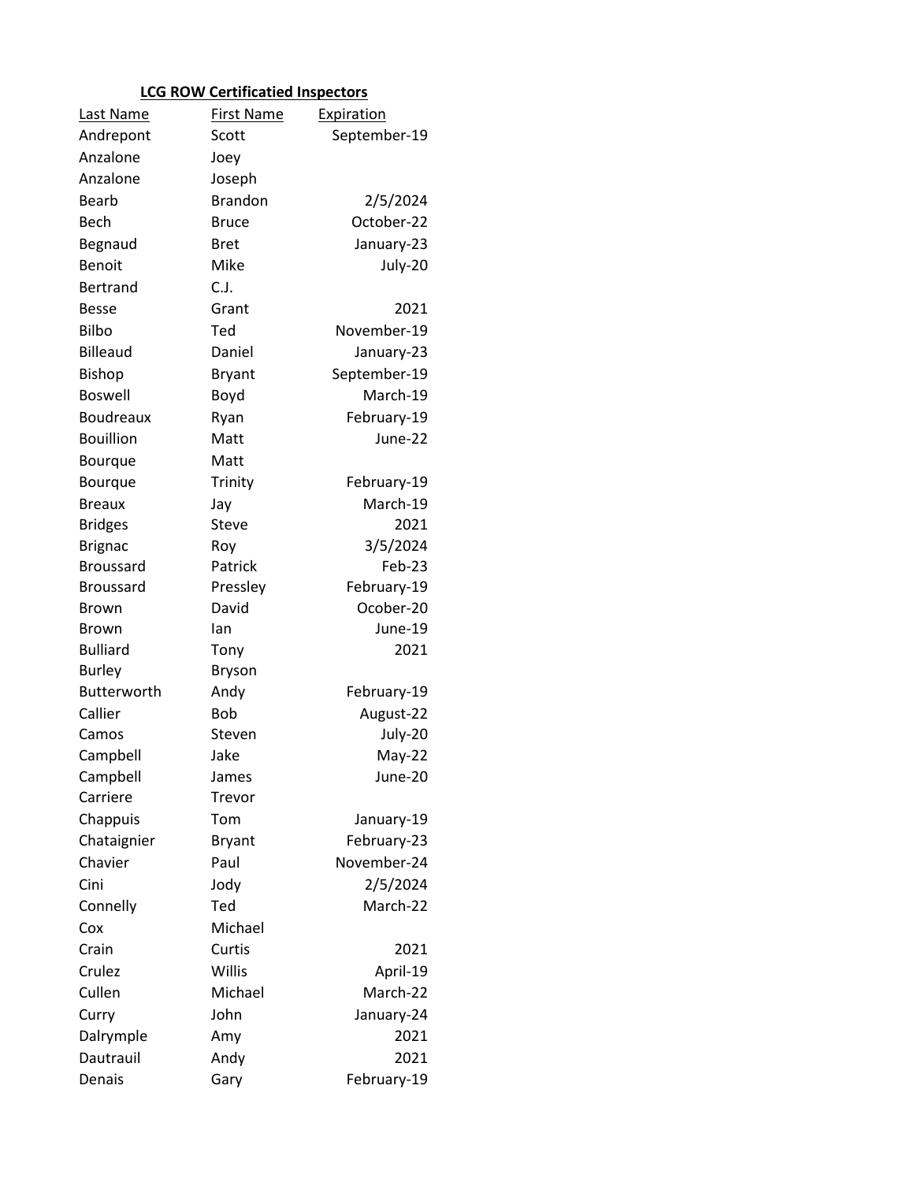**LCG ROW Certificatied Inspectors**

| Last Name | First Name | Expiration |
|---|---|---|
| Andrepont | Scott | September-19 |
| Anzalone | Joey | |
| Anzalone | Joseph | |
| Bearb | Brandon | 2/5/2024 |
| Bech | Bruce | October-22 |
| Begnaud | Bret | January-23 |
| Benoit | Mike | July-20 |
| Bertrand | C.J. | |
| Besse | Grant | 2021 |
| Bilbo | Ted | November-19 |
| Billeaud | Daniel | January-23 |
| Bishop | Bryant | September-19 |
| Boswell | Boyd | March-19 |
| Boudreaux | Ryan | February-19 |
| Bouillion | Matt | June-22 |
| Bourque | Matt | |
| Bourque | Trinity | February-19 |
| Breaux | Jay | March-19 |
| Bridges | Steve | 2021 |
| Brignac | Roy | 3/5/2024 |
| Broussard | Patrick | Feb-23 |
| Broussard | Pressley | February-19 |
| Brown | David | Ocober-20 |
| Brown | Ian | June-19 |
| Bulliard | Tony | 2021 |
| Burley | Bryson | |
| Butterworth | Andy | February-19 |
| Callier | Bob | August-22 |
| Camos | Steven | July-20 |
| Campbell | Jake | May-22 |
| Campbell | James | June-20 |
| Carriere | Trevor | |
| Chappuis | Tom | January-19 |
| Chataignier | Bryant | February-23 |
| Chavier | Paul | November-24 |
| Cini | Jody | 2/5/2024 |
| Connelly | Ted | March-22 |
| Cox | Michael | |
| Crain | Curtis | 2021 |
| Crulez | Willis | April-19 |
| Cullen | Michael | March-22 |
| Curry | John | January-24 |
| Dalrymple | Amy | 2021 |
| Dautrauil | Andy | 2021 |
| Denais | Gary | February-19 |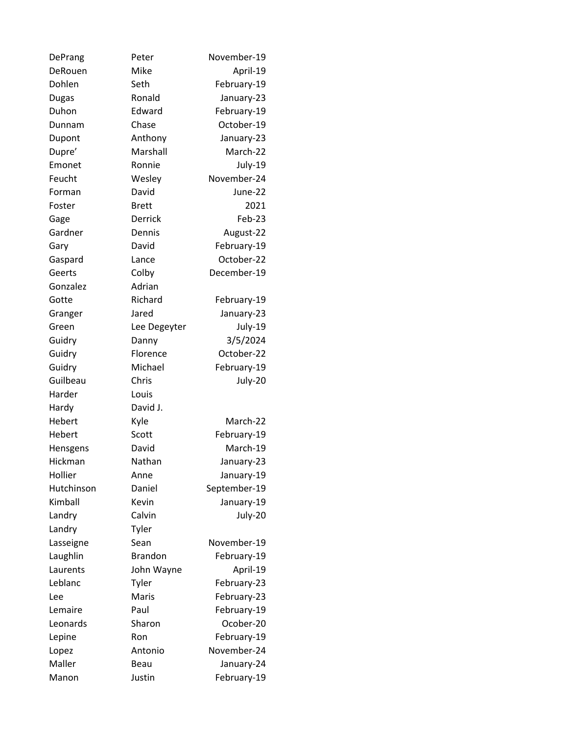| | | |
|---|---|---|
| DePrang | Peter | November-19 |
| DeRouen | Mike | April-19 |
| Dohlen | Seth | February-19 |
| Dugas | Ronald | January-23 |
| Duhon | Edward | February-19 |
| Dunnam | Chase | October-19 |
| Dupont | Anthony | January-23 |
| Dupre’ | Marshall | March-22 |
| Emonet | Ronnie | July-19 |
| Feucht | Wesley | November-24 |
| Forman | David | June-22 |
| Foster | Brett | 2021 |
| Gage | Derrick | Feb-23 |
| Gardner | Dennis | August-22 |
| Gary | David | February-19 |
| Gaspard | Lance | October-22 |
| Geerts | Colby | December-19 |
| Gonzalez | Adrian | |
| Gotte | Richard | February-19 |
| Granger | Jared | January-23 |
| Green | Lee Degeyter | July-19 |
| Guidry | Danny | 3/5/2024 |
| Guidry | Florence | October-22 |
| Guidry | Michael | February-19 |
| Guilbeau | Chris | July-20 |
| Harder | Louis | |
| Hardy | David J. | |
| Hebert | Kyle | March-22 |
| Hebert | Scott | February-19 |
| Hensgens | David | March-19 |
| Hickman | Nathan | January-23 |
| Hollier | Anne | January-19 |
| Hutchinson | Daniel | September-19 |
| Kimball | Kevin | January-19 |
| Landry | Calvin | July-20 |
| Landry | Tyler | |
| Lasseigne | Sean | November-19 |
| Laughlin | Brandon | February-19 |
| Laurents | John Wayne | April-19 |
| Leblanc | Tyler | February-23 |
| Lee | Maris | February-23 |
| Lemaire | Paul | February-19 |
| Leonards | Sharon | Ocober-20 |
| Lepine | Ron | February-19 |
| Lopez | Antonio | November-24 |
| Maller | Beau | January-24 |
| Manon | Justin | February-19 |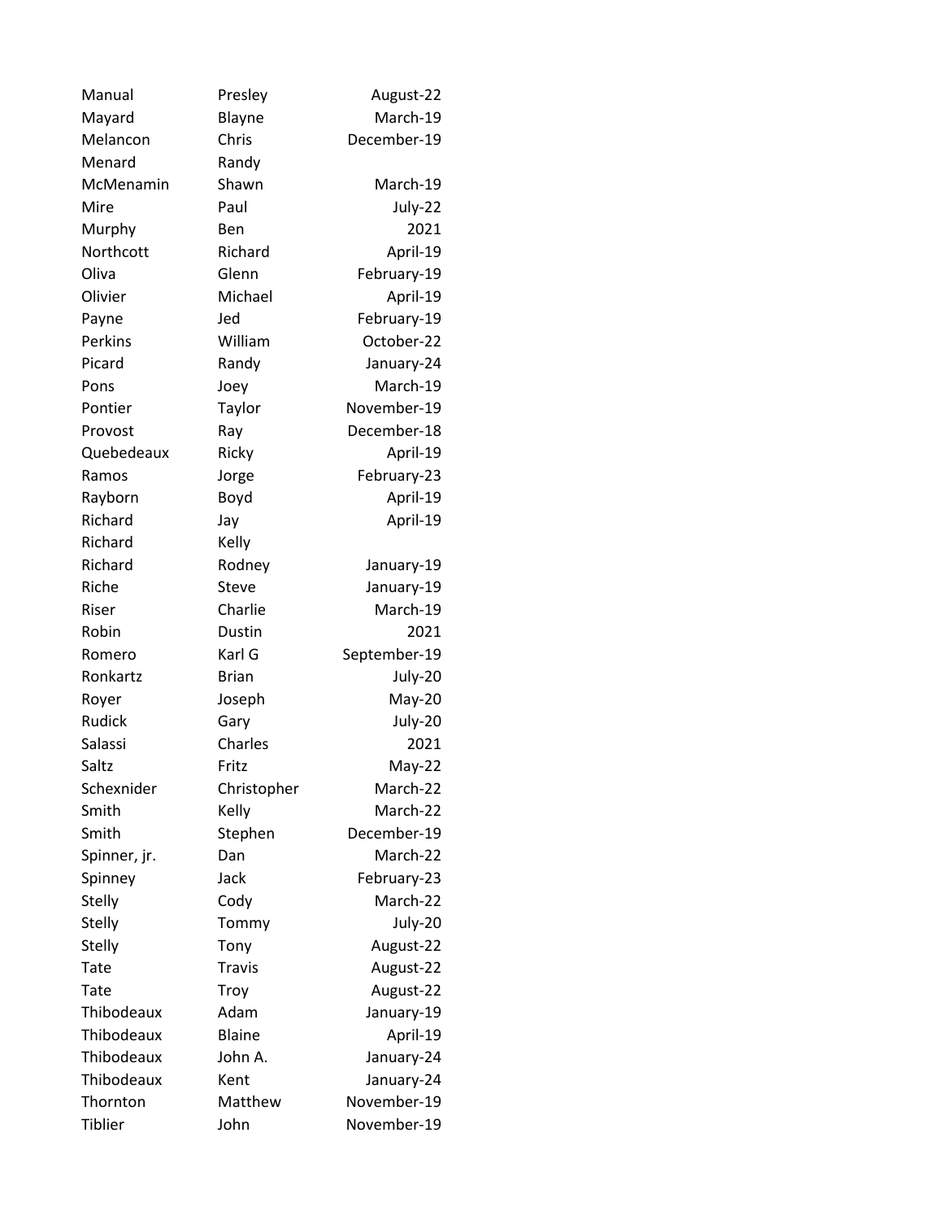| | | |
|---|---|---|
| Manual | Presley | August-22 |
| Mayard | Blayne | March-19 |
| Melancon | Chris | December-19 |
| Menard | Randy | |
| McMenamin | Shawn | March-19 |
| Mire | Paul | July-22 |
| Murphy | Ben | 2021 |
| Northcott | Richard | April-19 |
| Oliva | Glenn | February-19 |
| Olivier | Michael | April-19 |
| Payne | Jed | February-19 |
| Perkins | William | October-22 |
| Picard | Randy | January-24 |
| Pons | Joey | March-19 |
| Pontier | Taylor | November-19 |
| Provost | Ray | December-18 |
| Quebedeaux | Ricky | April-19 |
| Ramos | Jorge | February-23 |
| Rayborn | Boyd | April-19 |
| Richard | Jay | April-19 |
| Richard | Kelly | |
| Richard | Rodney | January-19 |
| Riche | Steve | January-19 |
| Riser | Charlie | March-19 |
| Robin | Dustin | 2021 |
| Romero | Karl G | September-19 |
| Ronkartz | Brian | July-20 |
| Royer | Joseph | May-20 |
| Rudick | Gary | July-20 |
| Salassi | Charles | 2021 |
| Saltz | Fritz | May-22 |
| Schexnider | Christopher | March-22 |
| Smith | Kelly | March-22 |
| Smith | Stephen | December-19 |
| Spinner, jr. | Dan | March-22 |
| Spinney | Jack | February-23 |
| Stelly | Cody | March-22 |
| Stelly | Tommy | July-20 |
| Stelly | Tony | August-22 |
| Tate | Travis | August-22 |
| Tate | Troy | August-22 |
| Thibodeaux | Adam | January-19 |
| Thibodeaux | Blaine | April-19 |
| Thibodeaux | John A. | January-24 |
| Thibodeaux | Kent | January-24 |
| Thornton | Matthew | November-19 |
| Tiblier | John | November-19 |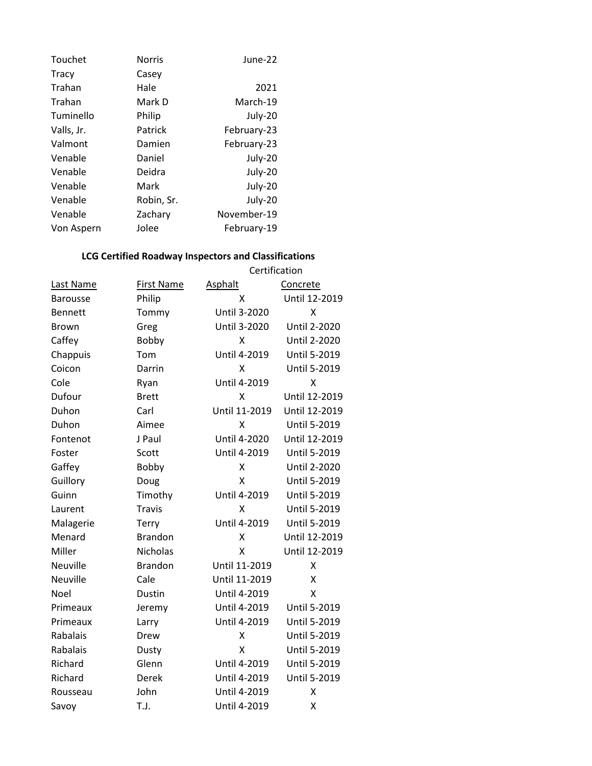| | | |
|---|---|---|
| Touchet | Norris | June-22 |
| Tracy | Casey | |
| Trahan | Hale | 2021 |
| Trahan | Mark D | March-19 |
| Tuminello | Philip | July-20 |
| Valls, Jr. | Patrick | February-23 |
| Valmont | Damien | February-23 |
| Venable | Daniel | July-20 |
| Venable | Deidra | July-20 |
| Venable | Mark | July-20 |
| Venable | Robin, Sr. | July-20 |
| Venable | Zachary | November-19 |
| Von Aspern | Jolee | February-19 |

**LCG Certified Roadway Inspectors and Classifications**

| | | Certification | |
|---|---|---|---|
| Last Name | First Name | Asphalt | Concrete |
| Barousse | Philip | X | Until 12-2019 |
| Bennett | Tommy | Until 3-2020 | X |
| Brown | Greg | Until 3-2020 | Until 2-2020 |
| Caffey | Bobby | X | Until 2-2020 |
| Chappuis | Tom | Until 4-2019 | Until 5-2019 |
| Coicon | Darrin | X | Until 5-2019 |
| Cole | Ryan | Until 4-2019 | X |
| Dufour | Brett | X | Until 12-2019 |
| Duhon | Carl | Until 11-2019 | Until 12-2019 |
| Duhon | Aimee | X | Until 5-2019 |
| Fontenot | J Paul | Until 4-2020 | Until 12-2019 |
| Foster | Scott | Until 4-2019 | Until 5-2019 |
| Gaffey | Bobby | X | Until 2-2020 |
| Guillory | Doug | X | Until 5-2019 |
| Guinn | Timothy | Until 4-2019 | Until 5-2019 |
| Laurent | Travis | X | Until 5-2019 |
| Malagerie | Terry | Until 4-2019 | Until 5-2019 |
| Menard | Brandon | X | Until 12-2019 |
| Miller | Nicholas | X | Until 12-2019 |
| Neuville | Brandon | Until 11-2019 | X |
| Neuville | Cale | Until 11-2019 | X |
| Noel | Dustin | Until 4-2019 | X |
| Primeaux | Jeremy | Until 4-2019 | Until 5-2019 |
| Primeaux | Larry | Until 4-2019 | Until 5-2019 |
| Rabalais | Drew | X | Until 5-2019 |
| Rabalais | Dusty | X | Until 5-2019 |
| Richard | Glenn | Until 4-2019 | Until 5-2019 |
| Richard | Derek | Until 4-2019 | Until 5-2019 |
| Rousseau | John | Until 4-2019 | X |
| Savoy | T.J. | Until 4-2019 | X |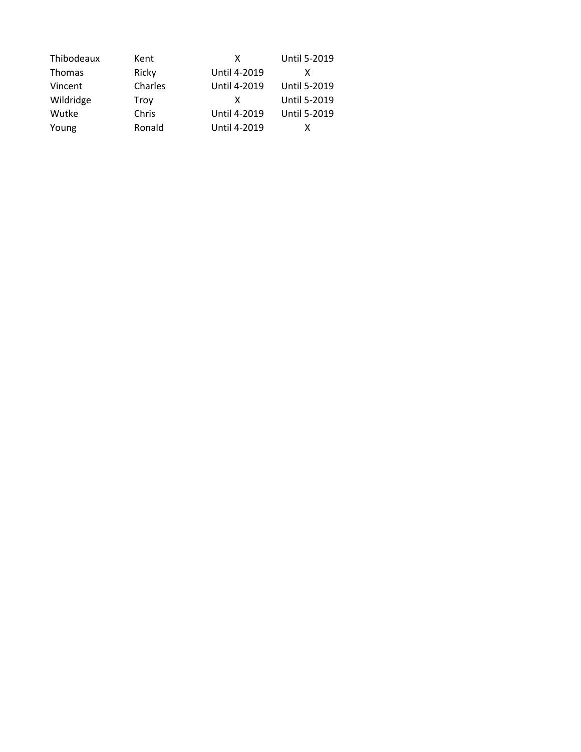| | | | |
|---|---|---|---|
| Thibodeaux | Kent | X | Until 5-2019 |
| Thomas | Ricky | Until 4-2019 | X |
| Vincent | Charles | Until 4-2019 | Until 5-2019 |
| Wildridge | Troy | X | Until 5-2019 |
| Wutke | Chris | Until 4-2019 | Until 5-2019 |
| Young | Ronald | Until 4-2019 | X |